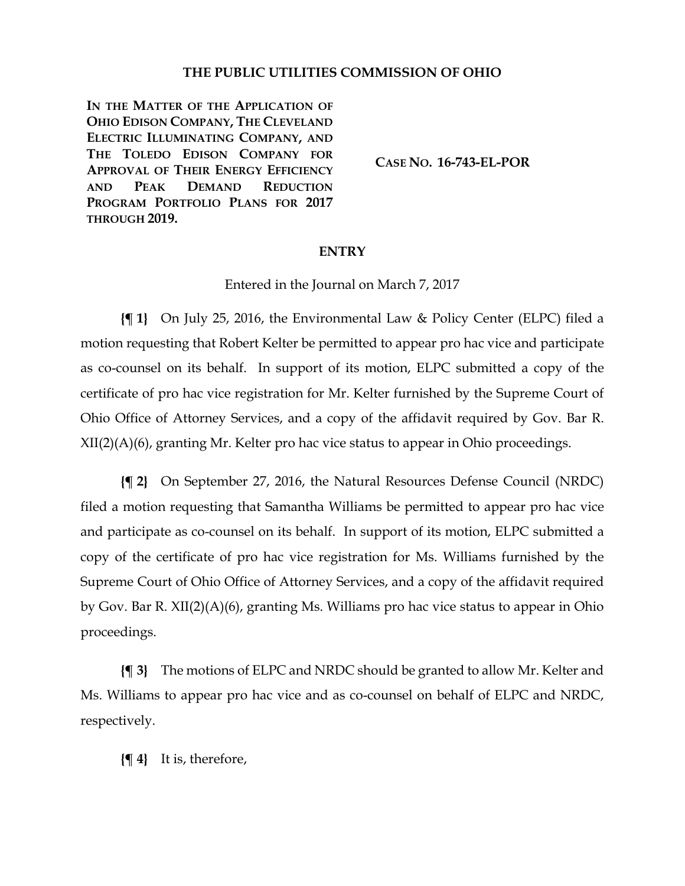**THE PUBLIC UTILITIES COMMISSION OF OHIO**

**IN THE MATTER OF THE APPLICATION OF OHIO EDISON COMPANY, THE CLEVELAND ELECTRIC ILLUMINATING COMPANY, AND THE TOLEDO EDISON COMPANY FOR APPROVAL OF THEIR ENERGY EFFICIENCY AND PEAK DEMAND REDUCTION PROGRAM PORTFOLIO PLANS FOR 2017 THROUGH 2019.**

**CASE NO. 16-743-EL-POR**

**ENTRY**

Entered in the Journal on March 7, 2017

**{¶ 1}** On July 25, 2016, the Environmental Law & Policy Center (ELPC) filed a motion requesting that Robert Kelter be permitted to appear pro hac vice and participate as co-counsel on its behalf. In support of its motion, ELPC submitted a copy of the certificate of pro hac vice registration for Mr. Kelter furnished by the Supreme Court of Ohio Office of Attorney Services, and a copy of the affidavit required by Gov. Bar R. XII(2)(A)(6), granting Mr. Kelter pro hac vice status to appear in Ohio proceedings.

**{¶ 2}** On September 27, 2016, the Natural Resources Defense Council (NRDC) filed a motion requesting that Samantha Williams be permitted to appear pro hac vice and participate as co-counsel on its behalf. In support of its motion, ELPC submitted a copy of the certificate of pro hac vice registration for Ms. Williams furnished by the Supreme Court of Ohio Office of Attorney Services, and a copy of the affidavit required by Gov. Bar R. XII(2)(A)(6), granting Ms. Williams pro hac vice status to appear in Ohio proceedings.

**{¶ 3}** The motions of ELPC and NRDC should be granted to allow Mr. Kelter and Ms. Williams to appear pro hac vice and as co-counsel on behalf of ELPC and NRDC, respectively.

**{¶ 4}** It is, therefore,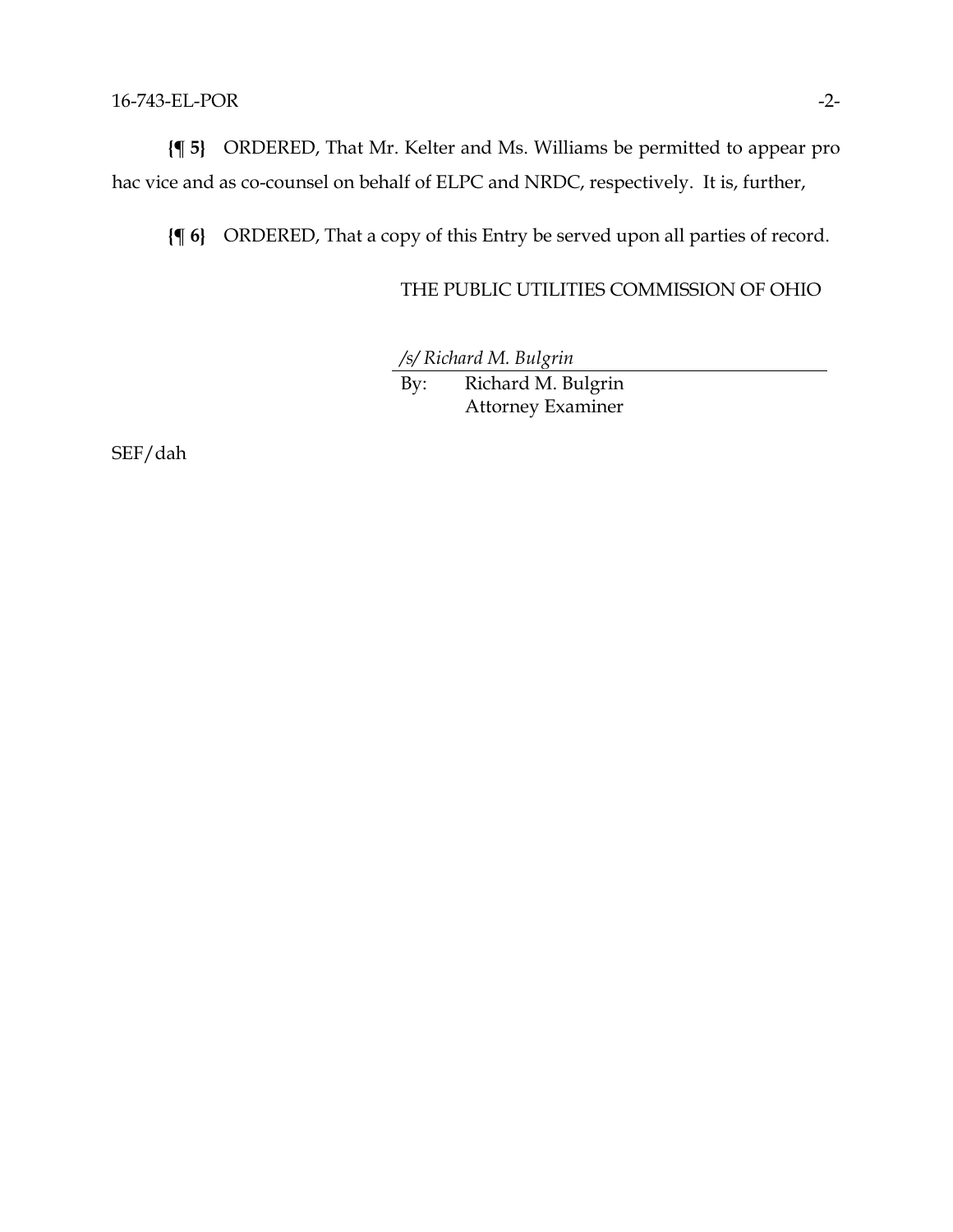**{¶ 5}** ORDERED, That Mr. Kelter and Ms. Williams be permitted to appear pro hac vice and as co-counsel on behalf of ELPC and NRDC, respectively. It is, further,

**{¶ 6}** ORDERED, That a copy of this Entry be served upon all parties of record.

THE PUBLIC UTILITIES COMMISSION OF OHIO

*/s/ Richard M. Bulgrin*

By: Richard M. Bulgrin
Attorney Examiner

SEF/dah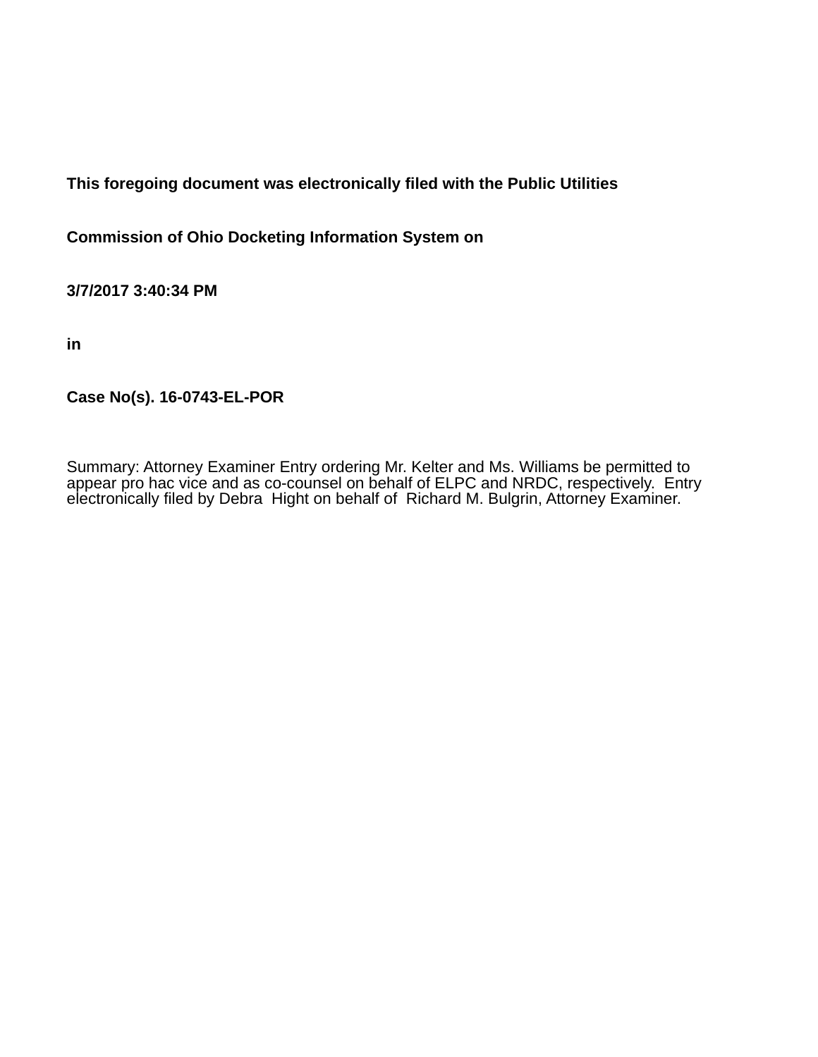**This foregoing document was electronically filed with the Public Utilities**

**Commission of Ohio Docketing Information System on**

**3/7/2017 3:40:34 PM**

**in**

**Case No(s). 16-0743-EL-POR**

Summary: Attorney Examiner Entry ordering Mr. Kelter and Ms. Williams be permitted to appear pro hac vice and as co-counsel on behalf of ELPC and NRDC, respectively. Entry electronically filed by Debra Hight on behalf of Richard M. Bulgrin, Attorney Examiner.